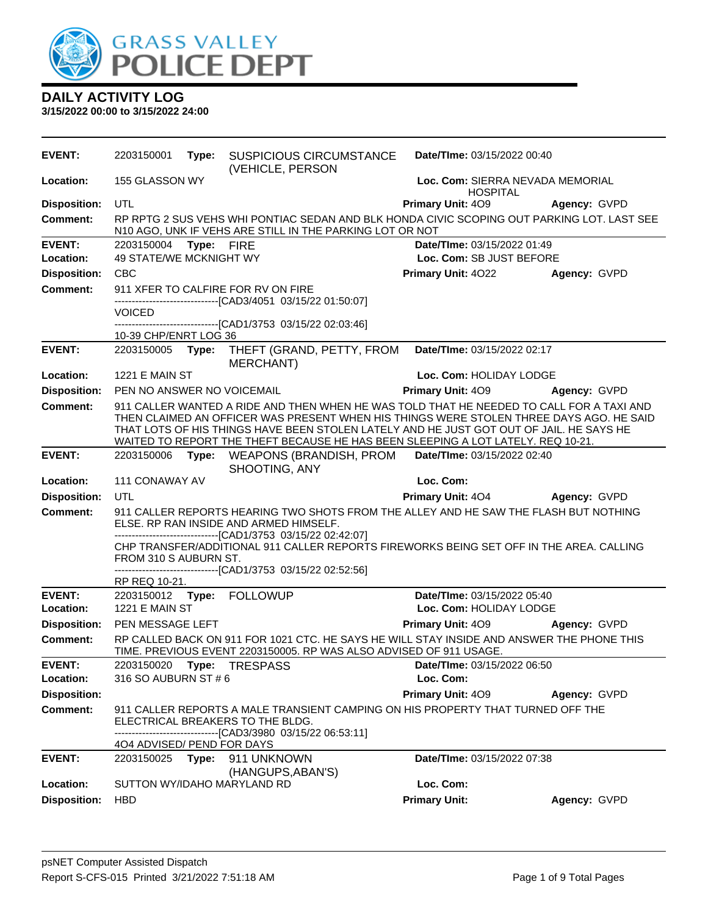GRASS VALLEY POLICE DEPT

# DAILY ACTIVITY LOG

**3/15/2022 00:00 to 3/15/2022 24:00**

---

**EVENT:** 2203150001 **Type:** SUSPICIOUS CIRCUMSTANCE (VEHICLE, PERSON **Date/TIme:** 03/15/2022 00:40
**Location:** 155 GLASSON WY **Loc. Com:** SIERRA NEVADA MEMORIAL HOSPITAL
**Disposition:** UTL **Primary Unit:** 4O9 **Agency:** GVPD
**Comment:** RP RPTG 2 SUS VEHS WHI PONTIAC SEDAN AND BLK HONDA CIVIC SCOPING OUT PARKING LOT. LAST SEE N10 AGO, UNK IF VEHS ARE STILL IN THE PARKING LOT OR NOT

---

**EVENT:** 2203150004 **Type:** FIRE **Date/TIme:** 03/15/2022 01:49
**Location:** 49 STATE/WE MCKNIGHT WY **Loc. Com:** SB JUST BEFORE
**Disposition:** CBC **Primary Unit:** 4O22 **Agency:** GVPD
**Comment:** 911 XFER TO CALFIRE FOR RV ON FIRE
------------------------------[CAD3/4051 03/15/22 01:50:07]
VOICED
------------------------------[CAD1/3753 03/15/22 02:03:46]
10-39 CHP/ENRT LOG 36

---

**EVENT:** 2203150005 **Type:** THEFT (GRAND, PETTY, FROM MERCHANT) **Date/TIme:** 03/15/2022 02:17
**Location:** 1221 E MAIN ST **Loc. Com:** HOLIDAY LODGE
**Disposition:** PEN NO ANSWER NO VOICEMAIL **Primary Unit:** 4O9 **Agency:** GVPD
**Comment:** 911 CALLER WANTED A RIDE AND THEN WHEN HE WAS TOLD THAT HE NEEDED TO CALL FOR A TAXI AND THEN CLAIMED AN OFFICER WAS PRESENT WHEN HIS THINGS WERE STOLEN THREE DAYS AGO. HE SAID THAT LOTS OF HIS THINGS HAVE BEEN STOLEN LATELY AND HE JUST GOT OUT OF JAIL. HE SAYS HE WAITED TO REPORT THE THEFT BECAUSE HE HAS BEEN SLEEPING A LOT LATELY. REQ 10-21.

---

**EVENT:** 2203150006 **Type:** WEAPONS (BRANDISH, PROM SHOOTING, ANY **Date/TIme:** 03/15/2022 02:40
**Location:** 111 CONAWAY AV **Loc. Com:**
**Disposition:** UTL **Primary Unit:** 4O4 **Agency:** GVPD
**Comment:** 911 CALLER REPORTS HEARING TWO SHOTS FROM THE ALLEY AND HE SAW THE FLASH BUT NOTHING ELSE. RP RAN INSIDE AND ARMED HIMSELF.
------------------------------[CAD1/3753 03/15/22 02:42:07]
CHP TRANSFER/ADDITIONAL 911 CALLER REPORTS FIREWORKS BEING SET OFF IN THE AREA. CALLING FROM 310 S AUBURN ST.
------------------------------[CAD1/3753 03/15/22 02:52:56]
RP REQ 10-21.

---

**EVENT:** 2203150012 **Type:** FOLLOWUP **Date/TIme:** 03/15/2022 05:40
**Location:** 1221 E MAIN ST **Loc. Com:** HOLIDAY LODGE
**Disposition:** PEN MESSAGE LEFT **Primary Unit:** 4O9 **Agency:** GVPD
**Comment:** RP CALLED BACK ON 911 FOR 1021 CTC. HE SAYS HE WILL STAY INSIDE AND ANSWER THE PHONE THIS TIME. PREVIOUS EVENT 2203150005. RP WAS ALSO ADVISED OF 911 USAGE.

---

**EVENT:** 2203150020 **Type:** TRESPASS **Date/TIme:** 03/15/2022 06:50
**Location:** 316 SO AUBURN ST # 6 **Loc. Com:**
**Disposition:** **Primary Unit:** 4O9 **Agency:** GVPD
**Comment:** 911 CALLER REPORTS A MALE TRANSIENT CAMPING ON HIS PROPERTY THAT TURNED OFF THE ELECTRICAL BREAKERS TO THE BLDG.
------------------------------[CAD3/3980 03/15/22 06:53:11]
4O4 ADVISED/ PEND FOR DAYS

---

**EVENT:** 2203150025 **Type:** 911 UNKNOWN (HANGUPS,ABAN'S) **Date/TIme:** 03/15/2022 07:38
**Location:** SUTTON WY/IDAHO MARYLAND RD **Loc. Com:**
**Disposition:** HBD **Primary Unit:** **Agency:** GVPD

---

psNET Computer Assisted Dispatch
Report S-CFS-015 Printed 3/21/2022 7:51:18 AM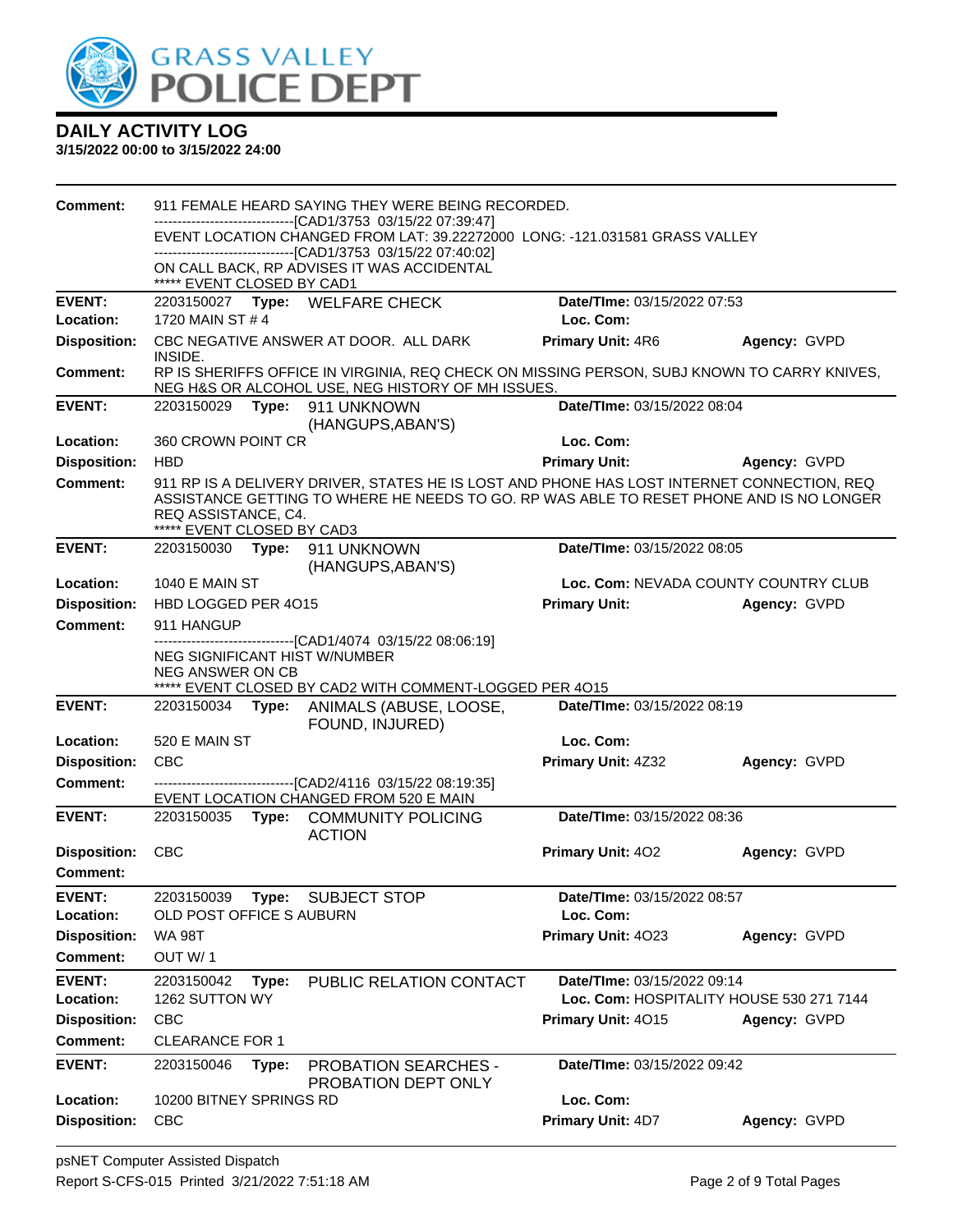# DAILY ACTIVITY LOG

**3/15/2022 00:00 to 3/15/2022 24:00**

**Comment:** 911 FEMALE HEARD SAYING THEY WERE BEING RECORDED.
------------------------------[CAD1/3753 03/15/22 07:39:47]
EVENT LOCATION CHANGED FROM LAT: 39.22272000 LONG: -121.031581 GRASS VALLEY
------------------------------[CAD1/3753 03/15/22 07:40:02]
ON CALL BACK, RP ADVISES IT WAS ACCIDENTAL
***** EVENT CLOSED BY CAD1

---

| | | | |
|---|---|---|---|
| **EVENT:** | 2203150027 **Type:** WELFARE CHECK | **Date/TIme:** 03/15/2022 07:53 | |
| **Location:** | 1720 MAIN ST # 4 | **Loc. Com:** | |
| **Disposition:** | CBC NEGATIVE ANSWER AT DOOR. ALL DARK INSIDE. | **Primary Unit:** 4R6 | **Agency:** GVPD |
| **Comment:** | RP IS SHERIFFS OFFICE IN VIRGINIA, REQ CHECK ON MISSING PERSON, SUBJ KNOWN TO CARRY KNIVES, NEG H&S OR ALCOHOL USE, NEG HISTORY OF MH ISSUES. | | |

---

| | | | |
|---|---|---|---|
| **EVENT:** | 2203150029 **Type:** 911 UNKNOWN (HANGUPS,ABAN'S) | **Date/TIme:** 03/15/2022 08:04 | |
| **Location:** | 360 CROWN POINT CR | **Loc. Com:** | |
| **Disposition:** | HBD | **Primary Unit:** | **Agency:** GVPD |
| **Comment:** | 911 RP IS A DELIVERY DRIVER, STATES HE IS LOST AND PHONE HAS LOST INTERNET CONNECTION, REQ ASSISTANCE GETTING TO WHERE HE NEEDS TO GO. RP WAS ABLE TO RESET PHONE AND IS NO LONGER REQ ASSISTANCE, C4.<br>***** EVENT CLOSED BY CAD3 | | |

---

| | | | |
|---|---|---|---|
| **EVENT:** | 2203150030 **Type:** 911 UNKNOWN (HANGUPS,ABAN'S) | **Date/TIme:** 03/15/2022 08:05 | |
| **Location:** | 1040 E MAIN ST | **Loc. Com:** NEVADA COUNTY COUNTRY CLUB | |
| **Disposition:** | HBD LOGGED PER 4O15 | **Primary Unit:** | **Agency:** GVPD |
| **Comment:** | 911 HANGUP<br>------------------------------[CAD1/4074 03/15/22 08:06:19]<br>NEG SIGNIFICANT HIST W/NUMBER<br>NEG ANSWER ON CB<br>***** EVENT CLOSED BY CAD2 WITH COMMENT-LOGGED PER 4O15 | | |

---

| | | | |
|---|---|---|---|
| **EVENT:** | 2203150034 **Type:** ANIMALS (ABUSE, LOOSE, FOUND, INJURED) | **Date/TIme:** 03/15/2022 08:19 | |
| **Location:** | 520 E MAIN ST | **Loc. Com:** | |
| **Disposition:** | CBC | **Primary Unit:** 4Z32 | **Agency:** GVPD |
| **Comment:** | ------------------------------[CAD2/4116 03/15/22 08:19:35]<br>EVENT LOCATION CHANGED FROM 520 E MAIN | | |

---

| | | | |
|---|---|---|---|
| **EVENT:** | 2203150035 **Type:** COMMUNITY POLICING ACTION | **Date/TIme:** 03/15/2022 08:36 | |
| **Disposition:** | CBC | **Primary Unit:** 4O2 | **Agency:** GVPD |
| **Comment:** | | | |

---

| | | | |
|---|---|---|---|
| **EVENT:** | 2203150039 **Type:** SUBJECT STOP | **Date/TIme:** 03/15/2022 08:57 | |
| **Location:** | OLD POST OFFICE S AUBURN | **Loc. Com:** | |
| **Disposition:** | WA 98T | **Primary Unit:** 4O23 | **Agency:** GVPD |
| **Comment:** | OUT W/ 1 | | |

---

| | | | |
|---|---|---|---|
| **EVENT:** | 2203150042 **Type:** PUBLIC RELATION CONTACT | **Date/TIme:** 03/15/2022 09:14 | |
| **Location:** | 1262 SUTTON WY | **Loc. Com:** HOSPITALITY HOUSE 530 271 7144 | |
| **Disposition:** | CBC | **Primary Unit:** 4O15 | **Agency:** GVPD |
| **Comment:** | CLEARANCE FOR 1 | | |

---

| | | | |
|---|---|---|---|
| **EVENT:** | 2203150046 **Type:** PROBATION SEARCHES - PROBATION DEPT ONLY | **Date/TIme:** 03/15/2022 09:42 | |
| **Location:** | 10200 BITNEY SPRINGS RD | **Loc. Com:** | |
| **Disposition:** | CBC | **Primary Unit:** 4D7 | **Agency:** GVPD |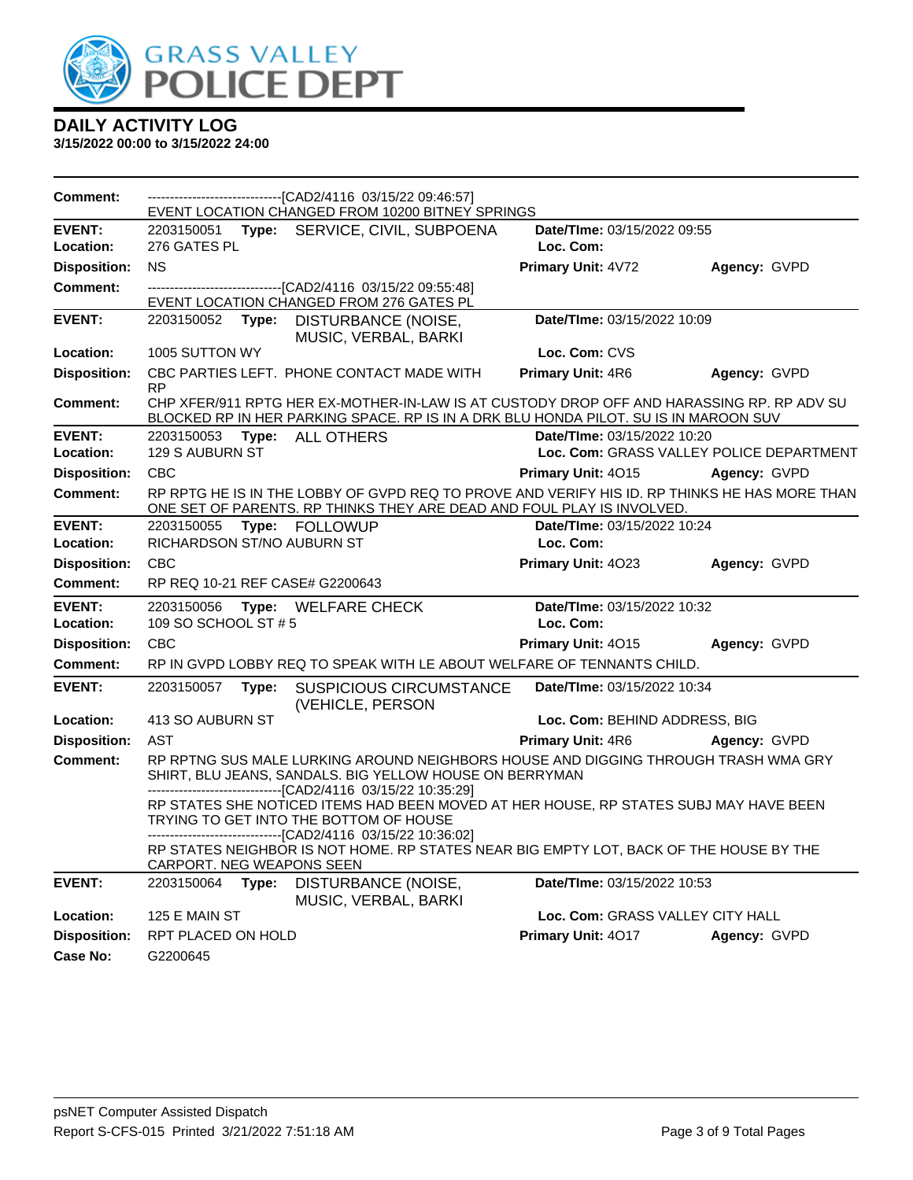# DAILY ACTIVITY LOG

**3/15/2022 00:00 to 3/15/2022 24:00**

**Comment:** ------------------------------[CAD2/4116 03/15/22 09:46:57]
EVENT LOCATION CHANGED FROM 10200 BITNEY SPRINGS

---

**EVENT:** 2203150051 **Type:** SERVICE, CIVIL, SUBPOENA **Date/TIme:** 03/15/2022 09:55
**Location:** 276 GATES PL **Loc. Com:**
**Disposition:** NS **Primary Unit:** 4V72 **Agency:** GVPD
**Comment:** ------------------------------[CAD2/4116 03/15/22 09:55:48]
EVENT LOCATION CHANGED FROM 276 GATES PL

---

**EVENT:** 2203150052 **Type:** DISTURBANCE (NOISE, MUSIC, VERBAL, BARKI **Date/TIme:** 03/15/2022 10:09
**Location:** 1005 SUTTON WY **Loc. Com:** CVS
**Disposition:** CBC PARTIES LEFT. PHONE CONTACT MADE WITH RP **Primary Unit:** 4R6 **Agency:** GVPD
**Comment:** CHP XFER/911 RPTG HER EX-MOTHER-IN-LAW IS AT CUSTODY DROP OFF AND HARASSING RP. RP ADV SU BLOCKED RP IN HER PARKING SPACE. RP IS IN A DRK BLU HONDA PILOT. SU IS IN MAROON SUV

---

**EVENT:** 2203150053 **Type:** ALL OTHERS **Date/TIme:** 03/15/2022 10:20
**Location:** 129 S AUBURN ST **Loc. Com:** GRASS VALLEY POLICE DEPARTMENT
**Disposition:** CBC **Primary Unit:** 4O15 **Agency:** GVPD
**Comment:** RP RPTG HE IS IN THE LOBBY OF GVPD REQ TO PROVE AND VERIFY HIS ID. RP THINKS HE HAS MORE THAN ONE SET OF PARENTS. RP THINKS THEY ARE DEAD AND FOUL PLAY IS INVOLVED.

---

**EVENT:** 2203150055 **Type:** FOLLOWUP **Date/TIme:** 03/15/2022 10:24
**Location:** RICHARDSON ST/NO AUBURN ST **Loc. Com:**
**Disposition:** CBC **Primary Unit:** 4O23 **Agency:** GVPD
**Comment:** RP REQ 10-21 REF CASE# G2200643

---

**EVENT:** 2203150056 **Type:** WELFARE CHECK **Date/TIme:** 03/15/2022 10:32
**Location:** 109 SO SCHOOL ST # 5 **Loc. Com:**
**Disposition:** CBC **Primary Unit:** 4O15 **Agency:** GVPD
**Comment:** RP IN GVPD LOBBY REQ TO SPEAK WITH LE ABOUT WELFARE OF TENNANTS CHILD.

---

**EVENT:** 2203150057 **Type:** SUSPICIOUS CIRCUMSTANCE (VEHICLE, PERSON **Date/TIme:** 03/15/2022 10:34
**Location:** 413 SO AUBURN ST **Loc. Com:** BEHIND ADDRESS, BIG
**Disposition:** AST **Primary Unit:** 4R6 **Agency:** GVPD
**Comment:** RP RPTNG SUS MALE LURKING AROUND NEIGHBORS HOUSE AND DIGGING THROUGH TRASH WMA GRY SHIRT, BLU JEANS, SANDALS. BIG YELLOW HOUSE ON BERRYMAN
------------------------------[CAD2/4116 03/15/22 10:35:29]
RP STATES SHE NOTICED ITEMS HAD BEEN MOVED AT HER HOUSE, RP STATES SUBJ MAY HAVE BEEN TRYING TO GET INTO THE BOTTOM OF HOUSE
------------------------------[CAD2/4116 03/15/22 10:36:02]
RP STATES NEIGHBOR IS NOT HOME. RP STATES NEAR BIG EMPTY LOT, BACK OF THE HOUSE BY THE CARPORT. NEG WEAPONS SEEN

---

**EVENT:** 2203150064 **Type:** DISTURBANCE (NOISE, MUSIC, VERBAL, BARKI **Date/TIme:** 03/15/2022 10:53
**Location:** 125 E MAIN ST **Loc. Com:** GRASS VALLEY CITY HALL
**Disposition:** RPT PLACED ON HOLD **Primary Unit:** 4O17 **Agency:** GVPD
**Case No:** G2200645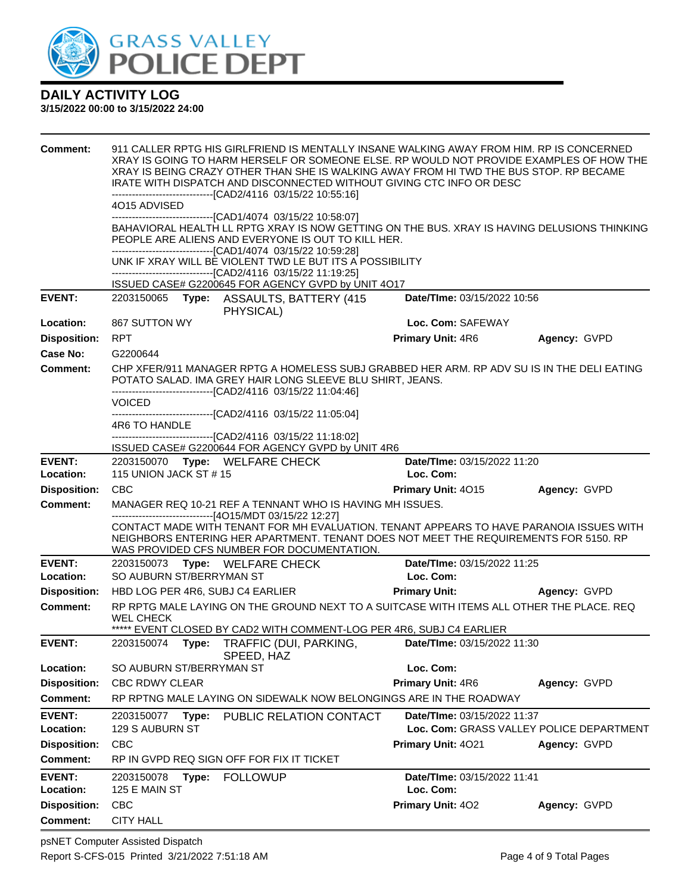# DAILY ACTIVITY LOG

**3/15/2022 00:00 to 3/15/2022 24:00**

**Comment:** 911 CALLER RPTG HIS GIRLFRIEND IS MENTALLY INSANE WALKING AWAY FROM HIM. RP IS CONCERNED XRAY IS GOING TO HARM HERSELF OR SOMEONE ELSE. RP WOULD NOT PROVIDE EXAMPLES OF HOW THE XRAY IS BEING CRAZY OTHER THAN SHE IS WALKING AWAY FROM HI TWD THE BUS STOP. RP BECAME IRATE WITH DISPATCH AND DISCONNECTED WITHOUT GIVING CTC INFO OR DESC
------------------------------[CAD2/4116 03/15/22 10:55:16]
4O15 ADVISED
------------------------------[CAD1/4074 03/15/22 10:58:07]
BAHAVIORAL HEALTH LL RPTG XRAY IS NOW GETTING ON THE BUS. XRAY IS HAVING DELUSIONS THINKING PEOPLE ARE ALIENS AND EVERYONE IS OUT TO KILL HER.
------------------------------[CAD1/4074 03/15/22 10:59:28]
UNK IF XRAY WILL BE VIOLENT TWD LE BUT ITS A POSSIBILITY
------------------------------[CAD2/4116 03/15/22 11:19:25]
ISSUED CASE# G2200645 FOR AGENCY GVPD by UNIT 4O17

---

**EVENT:** 2203150065 **Type:** ASSAULTS, BATTERY (415 PHYSICAL) **Date/TIme:** 03/15/2022 10:56
**Location:** 867 SUTTON WY **Loc. Com:** SAFEWAY
**Disposition:** RPT **Primary Unit:** 4R6 **Agency:** GVPD
**Case No:** G2200644
**Comment:** CHP XFER/911 MANAGER RPTG A HOMELESS SUBJ GRABBED HER ARM. RP ADV SU IS IN THE DELI EATING POTATO SALAD. IMA GREY HAIR LONG SLEEVE BLU SHIRT, JEANS.
------------------------------[CAD2/4116 03/15/22 11:04:46]
VOICED
------------------------------[CAD2/4116 03/15/22 11:05:04]
4R6 TO HANDLE
------------------------------[CAD2/4116 03/15/22 11:18:02]
ISSUED CASE# G2200644 FOR AGENCY GVPD by UNIT 4R6

---

**EVENT:** 2203150070 **Type:** WELFARE CHECK **Date/TIme:** 03/15/2022 11:20
**Location:** 115 UNION JACK ST # 15 **Loc. Com:**
**Disposition:** CBC **Primary Unit:** 4O15 **Agency:** GVPD
**Comment:** MANAGER REQ 10-21 REF A TENNANT WHO IS HAVING MH ISSUES.
------------------------------[4O15/MDT 03/15/22 12:27]
CONTACT MADE WITH TENANT FOR MH EVALUATION. TENANT APPEARS TO HAVE PARANOIA ISSUES WITH NEIGHBORS ENTERING HER APARTMENT. TENANT DOES NOT MEET THE REQUIREMENTS FOR 5150. RP WAS PROVIDED CFS NUMBER FOR DOCUMENTATION.

---

**EVENT:** 2203150073 **Type:** WELFARE CHECK **Date/TIme:** 03/15/2022 11:25
**Location:** SO AUBURN ST/BERRYMAN ST **Loc. Com:**
**Disposition:** HBD LOG PER 4R6, SUBJ C4 EARLIER **Primary Unit:** **Agency:** GVPD
**Comment:** RP RPTG MALE LAYING ON THE GROUND NEXT TO A SUITCASE WITH ITEMS ALL OTHER THE PLACE. REQ WEL CHECK
***** EVENT CLOSED BY CAD2 WITH COMMENT-LOG PER 4R6, SUBJ C4 EARLIER

---

**EVENT:** 2203150074 **Type:** TRAFFIC (DUI, PARKING, SPEED, HAZ **Date/TIme:** 03/15/2022 11:30
**Location:** SO AUBURN ST/BERRYMAN ST **Loc. Com:**
**Disposition:** CBC RDWY CLEAR **Primary Unit:** 4R6 **Agency:** GVPD
**Comment:** RP RPTNG MALE LAYING ON SIDEWALK NOW BELONGINGS ARE IN THE ROADWAY

---

**EVENT:** 2203150077 **Type:** PUBLIC RELATION CONTACT **Date/TIme:** 03/15/2022 11:37
**Location:** 129 S AUBURN ST **Loc. Com:** GRASS VALLEY POLICE DEPARTMENT
**Disposition:** CBC **Primary Unit:** 4O21 **Agency:** GVPD
**Comment:** RP IN GVPD REQ SIGN OFF FOR FIX IT TICKET

---

**EVENT:** 2203150078 **Type:** FOLLOWUP **Date/TIme:** 03/15/2022 11:41
**Location:** 125 E MAIN ST **Loc. Com:**
**Disposition:** CBC **Primary Unit:** 4O2 **Agency:** GVPD
**Comment:** CITY HALL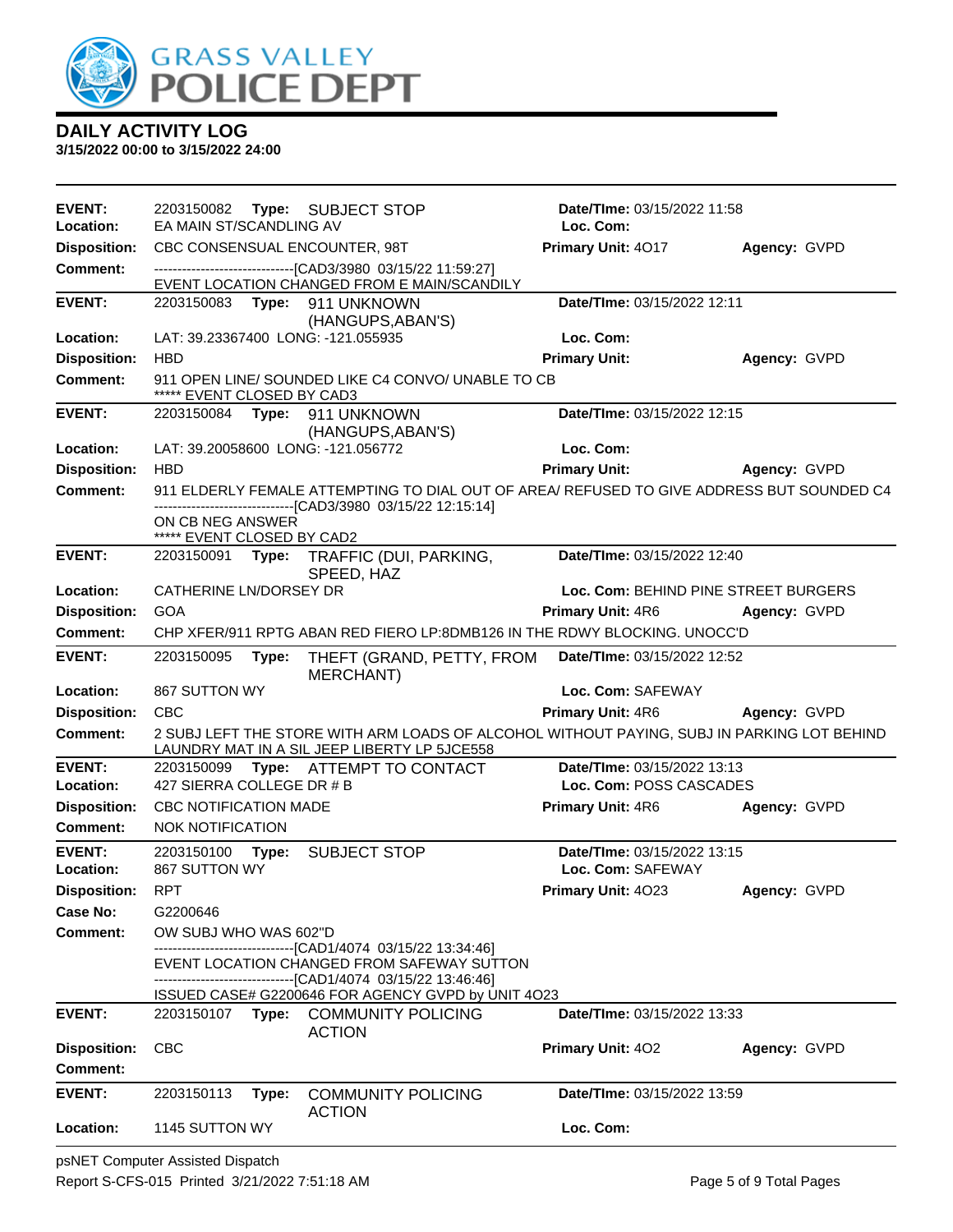# GRASS VALLEY POLICE DEPT

## DAILY ACTIVITY LOG

**3/15/2022 00:00 to 3/15/2022 24:00**

---

**EVENT:** 2203150082 **Type:** SUBJECT STOP **Date/TIme:** 03/15/2022 11:58
**Location:** EA MAIN ST/SCANDLING AV **Loc. Com:**
**Disposition:** CBC CONSENSUAL ENCOUNTER, 98T **Primary Unit:** 4O17 **Agency:** GVPD
**Comment:** ------------------------------[CAD3/3980 03/15/22 11:59:27]
EVENT LOCATION CHANGED FROM E MAIN/SCANDILY

---

**EVENT:** 2203150083 **Type:** 911 UNKNOWN (HANGUPS,ABAN'S) **Date/TIme:** 03/15/2022 12:11
**Location:** LAT: 39.23367400 LONG: -121.055935 **Loc. Com:**
**Disposition:** HBD **Primary Unit:** **Agency:** GVPD
**Comment:** 911 OPEN LINE/ SOUNDED LIKE C4 CONVO/ UNABLE TO CB
***** EVENT CLOSED BY CAD3

---

**EVENT:** 2203150084 **Type:** 911 UNKNOWN (HANGUPS,ABAN'S) **Date/TIme:** 03/15/2022 12:15
**Location:** LAT: 39.20058600 LONG: -121.056772 **Loc. Com:**
**Disposition:** HBD **Primary Unit:** **Agency:** GVPD
**Comment:** 911 ELDERLY FEMALE ATTEMPTING TO DIAL OUT OF AREA/ REFUSED TO GIVE ADDRESS BUT SOUNDED C4
------------------------------[CAD3/3980 03/15/22 12:15:14]
ON CB NEG ANSWER
***** EVENT CLOSED BY CAD2

---

**EVENT:** 2203150091 **Type:** TRAFFIC (DUI, PARKING, SPEED, HAZ **Date/TIme:** 03/15/2022 12:40
**Location:** CATHERINE LN/DORSEY DR **Loc. Com:** BEHIND PINE STREET BURGERS
**Disposition:** GOA **Primary Unit:** 4R6 **Agency:** GVPD
**Comment:** CHP XFER/911 RPTG ABAN RED FIERO LP:8DMB126 IN THE RDWY BLOCKING. UNOCC'D

---

**EVENT:** 2203150095 **Type:** THEFT (GRAND, PETTY, FROM MERCHANT) **Date/TIme:** 03/15/2022 12:52
**Location:** 867 SUTTON WY **Loc. Com:** SAFEWAY
**Disposition:** CBC **Primary Unit:** 4R6 **Agency:** GVPD
**Comment:** 2 SUBJ LEFT THE STORE WITH ARM LOADS OF ALCOHOL WITHOUT PAYING, SUBJ IN PARKING LOT BEHIND LAUNDRY MAT IN A SIL JEEP LIBERTY LP 5JCE558

---

**EVENT:** 2203150099 **Type:** ATTEMPT TO CONTACT **Date/TIme:** 03/15/2022 13:13
**Location:** 427 SIERRA COLLEGE DR # B **Loc. Com:** POSS CASCADES
**Disposition:** CBC NOTIFICATION MADE **Primary Unit:** 4R6 **Agency:** GVPD
**Comment:** NOK NOTIFICATION

---

**EVENT:** 2203150100 **Type:** SUBJECT STOP **Date/TIme:** 03/15/2022 13:15
**Location:** 867 SUTTON WY **Loc. Com:** SAFEWAY
**Disposition:** RPT **Primary Unit:** 4O23 **Agency:** GVPD
**Case No:** G2200646
**Comment:** OW SUBJ WHO WAS 602"D
------------------------------[CAD1/4074 03/15/22 13:34:46]
EVENT LOCATION CHANGED FROM SAFEWAY SUTTON
------------------------------[CAD1/4074 03/15/22 13:46:46]
ISSUED CASE# G2200646 FOR AGENCY GVPD by UNIT 4O23

---

**EVENT:** 2203150107 **Type:** COMMUNITY POLICING ACTION **Date/TIme:** 03/15/2022 13:33
**Disposition:** CBC **Primary Unit:** 4O2 **Agency:** GVPD
**Comment:**

---

**EVENT:** 2203150113 **Type:** COMMUNITY POLICING ACTION **Date/TIme:** 03/15/2022 13:59
**Location:** 1145 SUTTON WY **Loc. Com:**

---

psNET Computer Assisted Dispatch
Report S-CFS-015 Printed 3/21/2022 7:51:18 AM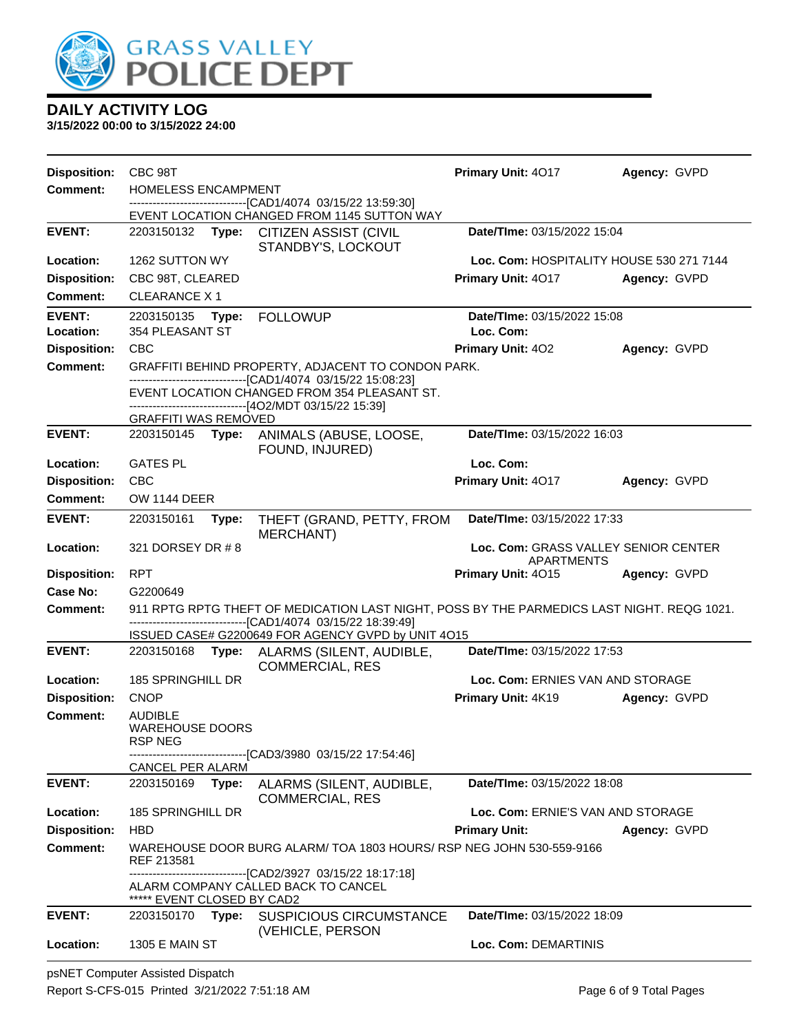# DAILY ACTIVITY LOG

**3/15/2022 00:00 to 3/15/2022 24:00**

**Disposition:** CBC 98T | **Primary Unit:** 4O17 | **Agency:** GVPD

**Comment:** HOMELESS ENCAMPMENT
------------------------------[CAD1/4074 03/15/22 13:59:30]
EVENT LOCATION CHANGED FROM 1145 SUTTON WAY

---

**EVENT:** 2203150132 **Type:** CITIZEN ASSIST (CIVIL STANDBY'S, LOCKOUT | **Date/TIme:** 03/15/2022 15:04

**Location:** 1262 SUTTON WY | **Loc. Com:** HOSPITALITY HOUSE 530 271 7144

**Disposition:** CBC 98T, CLEARED | **Primary Unit:** 4O17 | **Agency:** GVPD

**Comment:** CLEARANCE X 1

---

**EVENT:** 2203150135 **Type:** FOLLOWUP | **Date/TIme:** 03/15/2022 15:08

**Location:** 354 PLEASANT ST | **Loc. Com:**

**Disposition:** CBC | **Primary Unit:** 4O2 | **Agency:** GVPD

**Comment:** GRAFFITI BEHIND PROPERTY, ADJACENT TO CONDON PARK.
------------------------------[CAD1/4074 03/15/22 15:08:23]
EVENT LOCATION CHANGED FROM 354 PLEASANT ST.
------------------------------[4O2/MDT 03/15/22 15:39]
GRAFFITI WAS REMOVED

---

**EVENT:** 2203150145 **Type:** ANIMALS (ABUSE, LOOSE, FOUND, INJURED) | **Date/TIme:** 03/15/2022 16:03

**Location:** GATES PL | **Loc. Com:**

**Disposition:** CBC | **Primary Unit:** 4O17 | **Agency:** GVPD

**Comment:** OW 1144 DEER

---

**EVENT:** 2203150161 **Type:** THEFT (GRAND, PETTY, FROM MERCHANT) | **Date/TIme:** 03/15/2022 17:33

**Location:** 321 DORSEY DR # 8 | **Loc. Com:** GRASS VALLEY SENIOR CENTER APARTMENTS

**Disposition:** RPT | **Primary Unit:** 4O15 | **Agency:** GVPD

**Case No:** G2200649

**Comment:** 911 RPTG RPTG THEFT OF MEDICATION LAST NIGHT, POSS BY THE PARMEDICS LAST NIGHT. REQG 1021.
------------------------------[CAD1/4074 03/15/22 18:39:49]
ISSUED CASE# G2200649 FOR AGENCY GVPD by UNIT 4O15

---

**EVENT:** 2203150168 **Type:** ALARMS (SILENT, AUDIBLE, COMMERCIAL, RES | **Date/TIme:** 03/15/2022 17:53

**Location:** 185 SPRINGHILL DR | **Loc. Com:** ERNIES VAN AND STORAGE

**Disposition:** CNOP | **Primary Unit:** 4K19 | **Agency:** GVPD

**Comment:** AUDIBLE
WAREHOUSE DOORS
RSP NEG
------------------------------[CAD3/3980 03/15/22 17:54:46]
CANCEL PER ALARM

---

**EVENT:** 2203150169 **Type:** ALARMS (SILENT, AUDIBLE, COMMERCIAL, RES | **Date/TIme:** 03/15/2022 18:08

**Location:** 185 SPRINGHILL DR | **Loc. Com:** ERNIE'S VAN AND STORAGE

**Disposition:** HBD | **Primary Unit:** | **Agency:** GVPD

**Comment:** WAREHOUSE DOOR BURG ALARM/ TOA 1803 HOURS/ RSP NEG JOHN 530-559-9166 REF 213581
------------------------------[CAD2/3927 03/15/22 18:17:18]
ALARM COMPANY CALLED BACK TO CANCEL
***** EVENT CLOSED BY CAD2

---

**EVENT:** 2203150170 **Type:** SUSPICIOUS CIRCUMSTANCE (VEHICLE, PERSON | **Date/TIme:** 03/15/2022 18:09

**Location:** 1305 E MAIN ST | **Loc. Com:** DEMARTINIS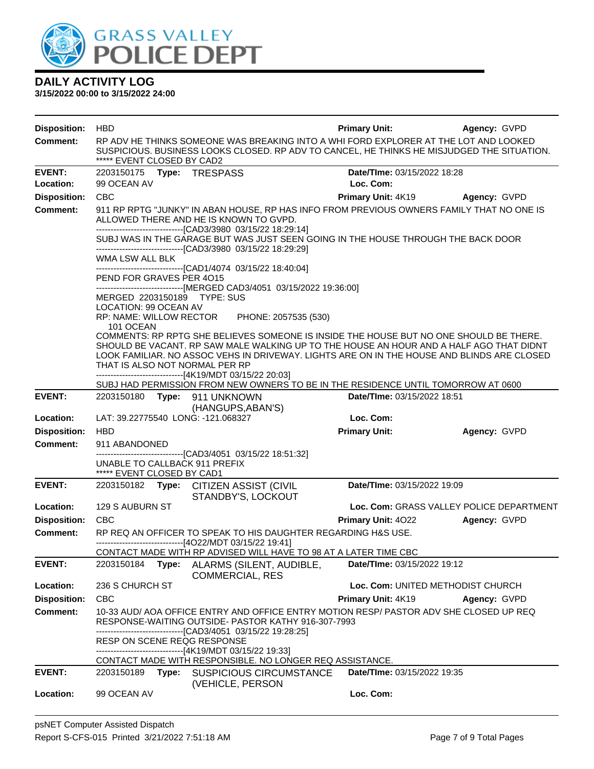# DAILY ACTIVITY LOG

**3/15/2022 00:00 to 3/15/2022 24:00**

**Disposition:** HBD **Primary Unit:** **Agency:** GVPD

**Comment:** RP ADV HE THINKS SOMEONE WAS BREAKING INTO A WHI FORD EXPLORER AT THE LOT AND LOOKED SUSPICIOUS. BUSINESS LOOKS CLOSED. RP ADV TO CANCEL, HE THINKS HE MISJUDGED THE SITUATION.
***** EVENT CLOSED BY CAD2

---

**EVENT:** 2203150175 **Type:** TRESPASS **Date/TIme:** 03/15/2022 18:28
**Location:** 99 OCEAN AV **Loc. Com:**
**Disposition:** CBC **Primary Unit:** 4K19 **Agency:** GVPD
**Comment:** 911 RP RPTG "JUNKY" IN ABAN HOUSE, RP HAS INFO FROM PREVIOUS OWNERS FAMILY THAT NO ONE IS ALLOWED THERE AND HE IS KNOWN TO GVPD.
------------------------------[CAD3/3980 03/15/22 18:29:14]
SUBJ WAS IN THE GARAGE BUT WAS JUST SEEN GOING IN THE HOUSE THROUGH THE BACK DOOR
------------------------------[CAD3/3980 03/15/22 18:29:29]
WMA LSW ALL BLK
------------------------------[CAD1/4074 03/15/22 18:40:04]
PEND FOR GRAVES PER 4O15
------------------------------[MERGED CAD3/4051 03/15/2022 19:36:00]
MERGED 2203150189 TYPE: SUS
LOCATION: 99 OCEAN AV
RP: NAME: WILLOW RECTOR PHONE: 2057535 (530)
101 OCEAN
COMMENTS: RP RPTG SHE BELIEVES SOMEONE IS INSIDE THE HOUSE BUT NO ONE SHOULD BE THERE. SHOULD BE VACANT. RP SAW MALE WALKING UP TO THE HOUSE AN HOUR AND A HALF AGO THAT DIDNT LOOK FAMILIAR. NO ASSOC VEHS IN DRIVEWAY. LIGHTS ARE ON IN THE HOUSE AND BLINDS ARE CLOSED THAT IS ALSO NOT NORMAL PER RP
------------------------------[4K19/MDT 03/15/22 20:03]
SUBJ HAD PERMISSION FROM NEW OWNERS TO BE IN THE RESIDENCE UNTIL TOMORROW AT 0600

---

**EVENT:** 2203150180 **Type:** 911 UNKNOWN (HANGUPS,ABAN'S) **Date/TIme:** 03/15/2022 18:51
**Location:** LAT: 39.22775540 LONG: -121.068327 **Loc. Com:**
**Disposition:** HBD **Primary Unit:** **Agency:** GVPD
**Comment:** 911 ABANDONED
------------------------------[CAD3/4051 03/15/22 18:51:32]
UNABLE TO CALLBACK 911 PREFIX
***** EVENT CLOSED BY CAD1

---

**EVENT:** 2203150182 **Type:** CITIZEN ASSIST (CIVIL STANDBY'S, LOCKOUT **Date/TIme:** 03/15/2022 19:09
**Location:** 129 S AUBURN ST **Loc. Com:** GRASS VALLEY POLICE DEPARTMENT
**Disposition:** CBC **Primary Unit:** 4O22 **Agency:** GVPD
**Comment:** RP REQ AN OFFICER TO SPEAK TO HIS DAUGHTER REGARDING H&S USE.
------------------------------[4O22/MDT 03/15/22 19:41]
CONTACT MADE WITH RP ADVISED WILL HAVE TO 98 AT A LATER TIME CBC

---

**EVENT:** 2203150184 **Type:** ALARMS (SILENT, AUDIBLE, COMMERCIAL, RES **Date/TIme:** 03/15/2022 19:12
**Location:** 236 S CHURCH ST **Loc. Com:** UNITED METHODIST CHURCH
**Disposition:** CBC **Primary Unit:** 4K19 **Agency:** GVPD
**Comment:** 10-33 AUD/ AOA OFFICE ENTRY AND OFFICE ENTRY MOTION RESP/ PASTOR ADV SHE CLOSED UP REQ RESPONSE-WAITING OUTSIDE- PASTOR KATHY 916-307-7993
------------------------------[CAD3/4051 03/15/22 19:28:25]
RESP ON SCENE REQG RESPONSE
------------------------------[4K19/MDT 03/15/22 19:33]
CONTACT MADE WITH RESPONSIBLE. NO LONGER REQ ASSISTANCE.

---

**EVENT:** 2203150189 **Type:** SUSPICIOUS CIRCUMSTANCE (VEHICLE, PERSON **Date/TIme:** 03/15/2022 19:35
**Location:** 99 OCEAN AV **Loc. Com:**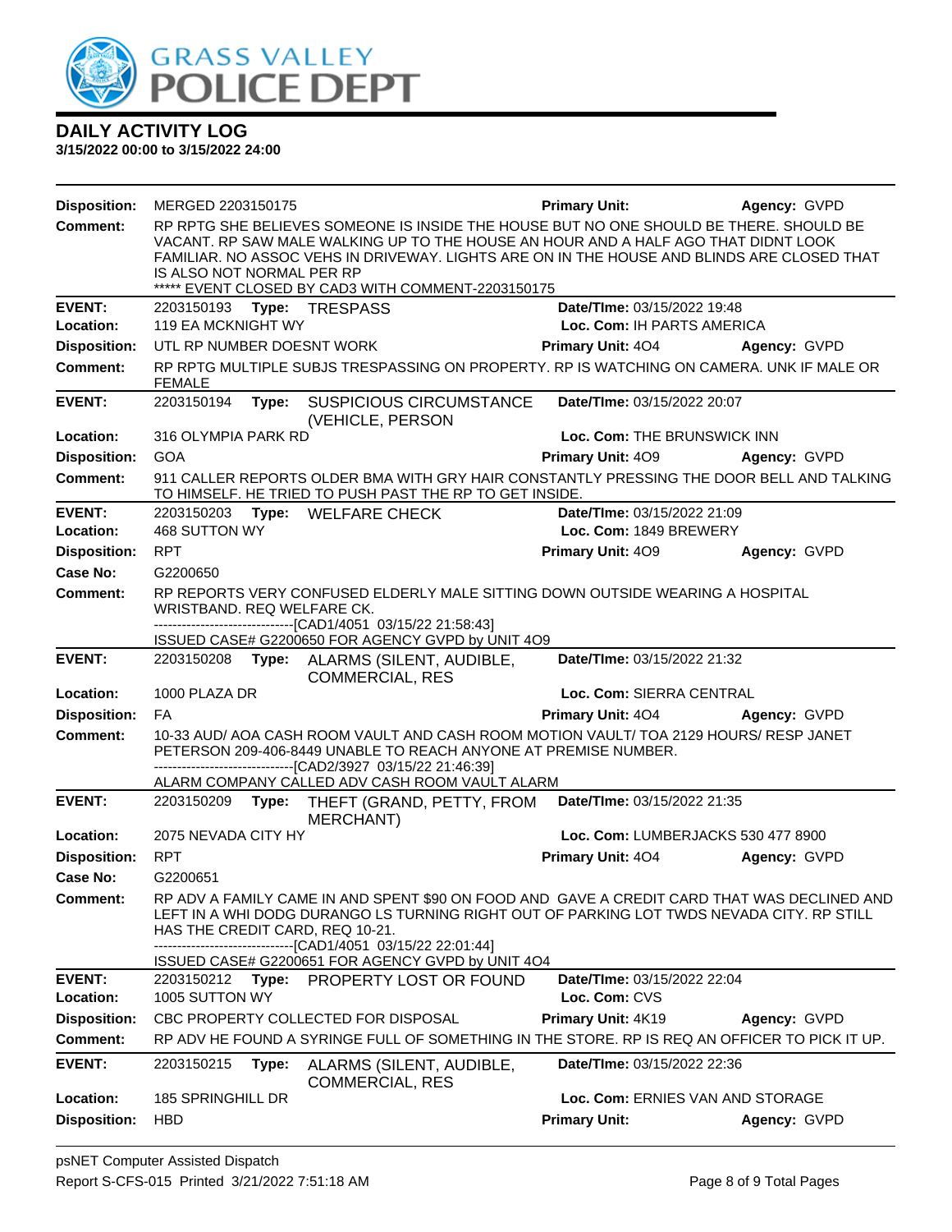# DAILY ACTIVITY LOG

**3/15/2022 00:00 to 3/15/2022 24:00**

**Disposition:** MERGED 2203150175 **Primary Unit:** **Agency:** GVPD

**Comment:** RP RPTG SHE BELIEVES SOMEONE IS INSIDE THE HOUSE BUT NO ONE SHOULD BE THERE. SHOULD BE VACANT. RP SAW MALE WALKING UP TO THE HOUSE AN HOUR AND A HALF AGO THAT DIDNT LOOK FAMILIAR. NO ASSOC VEHS IN DRIVEWAY. LIGHTS ARE ON IN THE HOUSE AND BLINDS ARE CLOSED THAT IS ALSO NOT NORMAL PER RP
***** EVENT CLOSED BY CAD3 WITH COMMENT-2203150175

---

**EVENT:** 2203150193 **Type:** TRESPASS **Date/TIme:** 03/15/2022 19:48
**Location:** 119 EA MCKNIGHT WY **Loc. Com:** IH PARTS AMERICA
**Disposition:** UTL RP NUMBER DOESNT WORK **Primary Unit:** 4O4 **Agency:** GVPD
**Comment:** RP RPTG MULTIPLE SUBJS TRESPASSING ON PROPERTY. RP IS WATCHING ON CAMERA. UNK IF MALE OR FEMALE

---

**EVENT:** 2203150194 **Type:** SUSPICIOUS CIRCUMSTANCE (VEHICLE, PERSON **Date/TIme:** 03/15/2022 20:07
**Location:** 316 OLYMPIA PARK RD **Loc. Com:** THE BRUNSWICK INN
**Disposition:** GOA **Primary Unit:** 4O9 **Agency:** GVPD
**Comment:** 911 CALLER REPORTS OLDER BMA WITH GRY HAIR CONSTANTLY PRESSING THE DOOR BELL AND TALKING TO HIMSELF. HE TRIED TO PUSH PAST THE RP TO GET INSIDE.

---

**EVENT:** 2203150203 **Type:** WELFARE CHECK **Date/TIme:** 03/15/2022 21:09
**Location:** 468 SUTTON WY **Loc. Com:** 1849 BREWERY
**Disposition:** RPT **Primary Unit:** 4O9 **Agency:** GVPD
**Case No:** G2200650
**Comment:** RP REPORTS VERY CONFUSED ELDERLY MALE SITTING DOWN OUTSIDE WEARING A HOSPITAL WRISTBAND. REQ WELFARE CK.
------------------------------[CAD1/4051 03/15/22 21:58:43]
ISSUED CASE# G2200650 FOR AGENCY GVPD by UNIT 4O9

---

**EVENT:** 2203150208 **Type:** ALARMS (SILENT, AUDIBLE, COMMERCIAL, RES **Date/TIme:** 03/15/2022 21:32
**Location:** 1000 PLAZA DR **Loc. Com:** SIERRA CENTRAL
**Disposition:** FA **Primary Unit:** 4O4 **Agency:** GVPD
**Comment:** 10-33 AUD/ AOA CASH ROOM VAULT AND CASH ROOM MOTION VAULT/ TOA 2129 HOURS/ RESP JANET PETERSON 209-406-8449 UNABLE TO REACH ANYONE AT PREMISE NUMBER.
------------------------------[CAD2/3927 03/15/22 21:46:39]
ALARM COMPANY CALLED ADV CASH ROOM VAULT ALARM

---

**EVENT:** 2203150209 **Type:** THEFT (GRAND, PETTY, FROM MERCHANT) **Date/TIme:** 03/15/2022 21:35
**Location:** 2075 NEVADA CITY HY **Loc. Com:** LUMBERJACKS 530 477 8900
**Disposition:** RPT **Primary Unit:** 4O4 **Agency:** GVPD
**Case No:** G2200651
**Comment:** RP ADV A FAMILY CAME IN AND SPENT $90 ON FOOD AND GAVE A CREDIT CARD THAT WAS DECLINED AND LEFT IN A WHI DODG DURANGO LS TURNING RIGHT OUT OF PARKING LOT TWDS NEVADA CITY. RP STILL HAS THE CREDIT CARD, REQ 10-21.
------------------------------[CAD1/4051 03/15/22 22:01:44]
ISSUED CASE# G2200651 FOR AGENCY GVPD by UNIT 4O4

---

**EVENT:** 2203150212 **Type:** PROPERTY LOST OR FOUND **Date/TIme:** 03/15/2022 22:04
**Location:** 1005 SUTTON WY **Loc. Com:** CVS
**Disposition:** CBC PROPERTY COLLECTED FOR DISPOSAL **Primary Unit:** 4K19 **Agency:** GVPD
**Comment:** RP ADV HE FOUND A SYRINGE FULL OF SOMETHING IN THE STORE. RP IS REQ AN OFFICER TO PICK IT UP.

---

**EVENT:** 2203150215 **Type:** ALARMS (SILENT, AUDIBLE, COMMERCIAL, RES **Date/TIme:** 03/15/2022 22:36
**Location:** 185 SPRINGHILL DR **Loc. Com:** ERNIES VAN AND STORAGE
**Disposition:** HBD **Primary Unit:** **Agency:** GVPD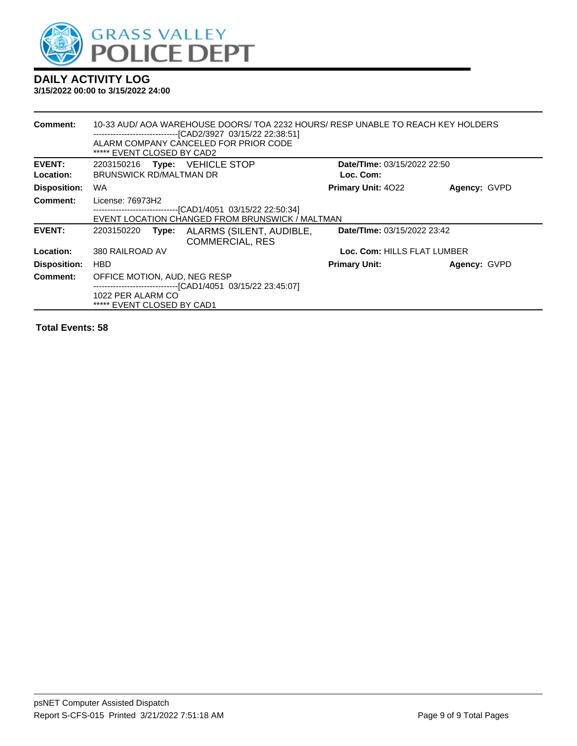## DAILY ACTIVITY LOG

**3/15/2022 00:00 to 3/15/2022 24:00**

| | | | |
|---|---|---|---|
| **Comment:** | 10-33 AUD/ AOA WAREHOUSE DOORS/ TOA 2232 HOURS/ RESP UNABLE TO REACH KEY HOLDERS<br>------------------------------[CAD2/3927 03/15/22 22:38:51]<br>ALARM COMPANY CANCELED FOR PRIOR CODE<br>***** EVENT CLOSED BY CAD2 | | |
| **EVENT:** | 2203150216 **Type:** VEHICLE STOP | **Date/TIme:** 03/15/2022 22:50 | |
| **Location:** | BRUNSWICK RD/MALTMAN DR | **Loc. Com:** | |
| **Disposition:** | WA | **Primary Unit:** 4O22 | **Agency:** GVPD |
| **Comment:** | License: 76973H2<br>------------------------------[CAD1/4051 03/15/22 22:50:34]<br>EVENT LOCATION CHANGED FROM BRUNSWICK / MALTMAN | | |
| **EVENT:** | 2203150220 **Type:** ALARMS (SILENT, AUDIBLE, COMMERCIAL, RES | **Date/TIme:** 03/15/2022 23:42 | |
| **Location:** | 380 RAILROAD AV | **Loc. Com:** HILLS FLAT LUMBER | |
| **Disposition:** | HBD | **Primary Unit:** | **Agency:** GVPD |
| **Comment:** | OFFICE MOTION, AUD, NEG RESP<br>------------------------------[CAD1/4051 03/15/22 23:45:07]<br>1022 PER ALARM CO<br>***** EVENT CLOSED BY CAD1 | | |

**Total Events: 58**

psNET Computer Assisted Dispatch
Report S-CFS-015 Printed 3/21/2022 7:51:18 AM